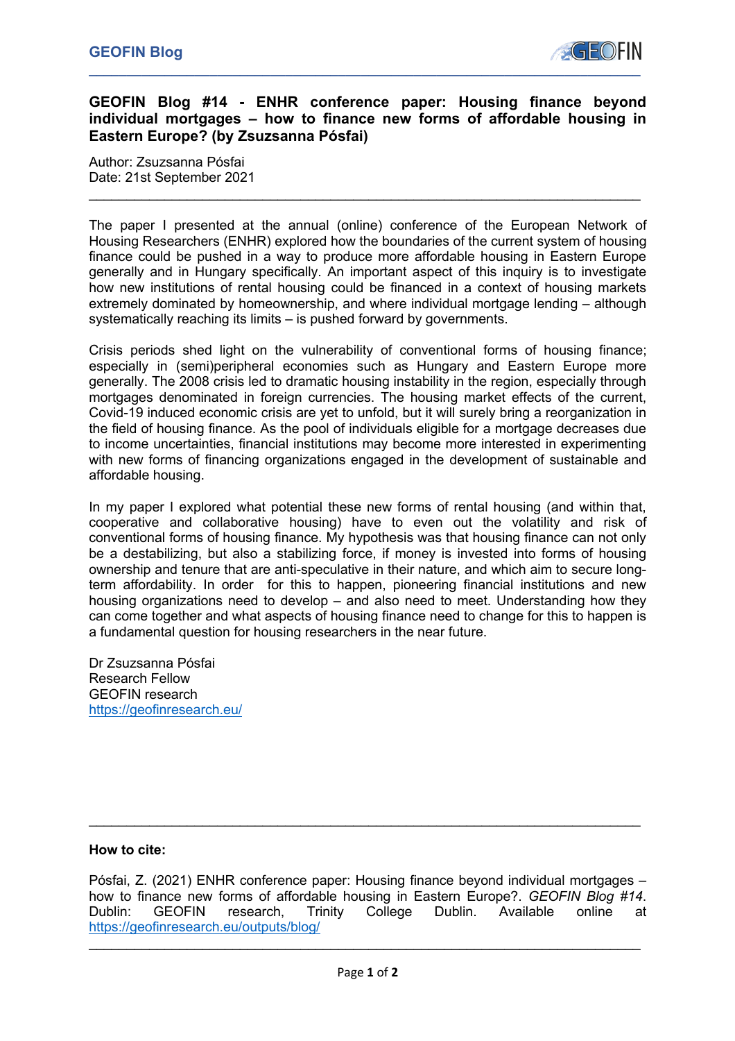# GEOFIN Blog #14 - ENHR conference paper: Housing finance beyond individual mortgages – how to finance new forms of affordable housing in Eastern Europe? (by Zsuzsanna Pósfai)

Author: Zsuzsanna Pósfai
Date: 21st September 2021

---

The paper I presented at the annual (online) conference of the European Network of Housing Researchers (ENHR) explored how the boundaries of the current system of housing finance could be pushed in a way to produce more affordable housing in Eastern Europe generally and in Hungary specifically. An important aspect of this inquiry is to investigate how new institutions of rental housing could be financed in a context of housing markets extremely dominated by homeownership, and where individual mortgage lending – although systematically reaching its limits – is pushed forward by governments.

Crisis periods shed light on the vulnerability of conventional forms of housing finance; especially in (semi)peripheral economies such as Hungary and Eastern Europe more generally. The 2008 crisis led to dramatic housing instability in the region, especially through mortgages denominated in foreign currencies. The housing market effects of the current, Covid-19 induced economic crisis are yet to unfold, but it will surely bring a reorganization in the field of housing finance. As the pool of individuals eligible for a mortgage decreases due to income uncertainties, financial institutions may become more interested in experimenting with new forms of financing organizations engaged in the development of sustainable and affordable housing.

In my paper I explored what potential these new forms of rental housing (and within that, cooperative and collaborative housing) have to even out the volatility and risk of conventional forms of housing finance. My hypothesis was that housing finance can not only be a destabilizing, but also a stabilizing force, if money is invested into forms of housing ownership and tenure that are anti-speculative in their nature, and which aim to secure long-term affordability. In order for this to happen, pioneering financial institutions and new housing organizations need to develop – and also need to meet. Understanding how they can come together and what aspects of housing finance need to change for this to happen is a fundamental question for housing researchers in the near future.

Dr Zsuzsanna Pósfai
Research Fellow
GEOFIN research
https://geofinresearch.eu/

---

**How to cite:**

Pósfai, Z. (2021) ENHR conference paper: Housing finance beyond individual mortgages – how to finance new forms of affordable housing in Eastern Europe?. *GEOFIN Blog #14*. Dublin: GEOFIN research, Trinity College Dublin. Available online at https://geofinresearch.eu/outputs/blog/

---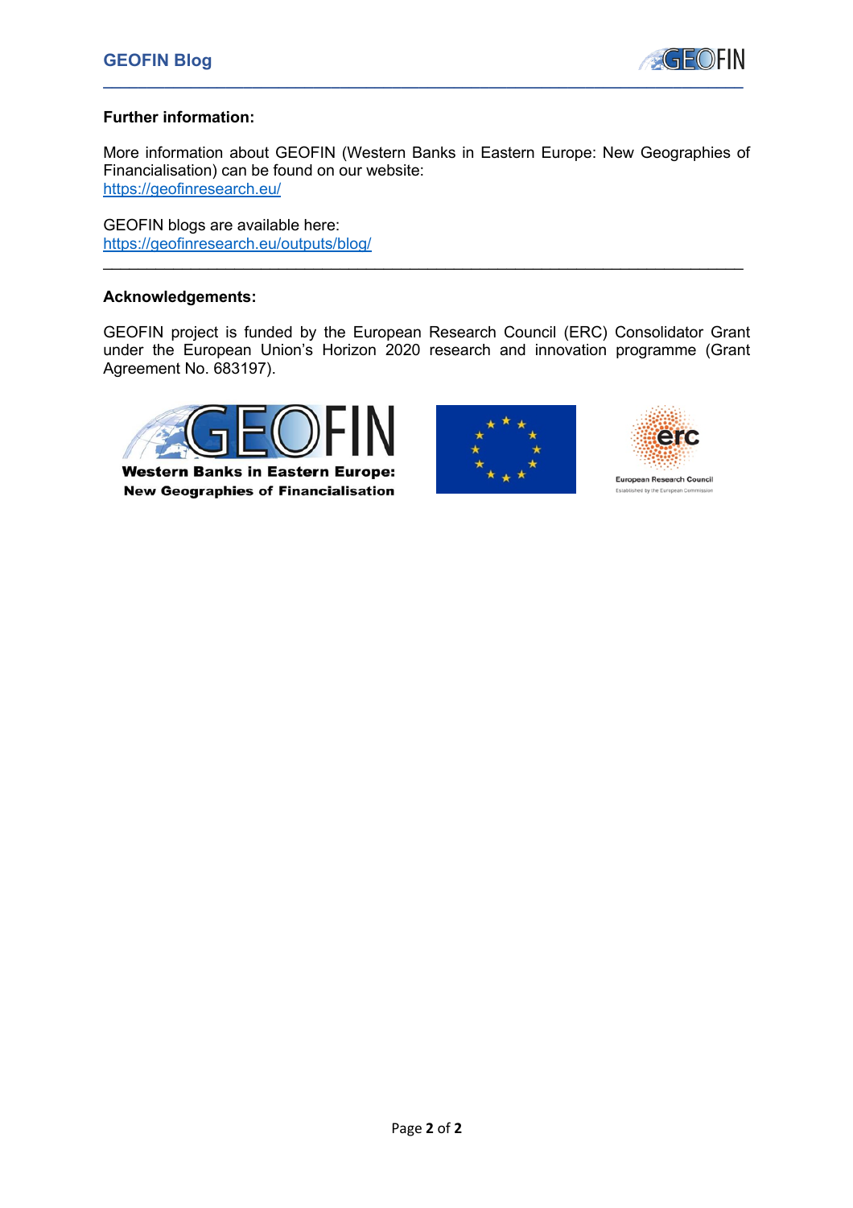**Further information:**

More information about GEOFIN (Western Banks in Eastern Europe: New Geographies of Financialisation) can be found on our website:
https://geofinresearch.eu/

GEOFIN blogs are available here:
https://geofinresearch.eu/outputs/blog/

---

**Acknowledgements:**

GEOFIN project is funded by the European Research Council (ERC) Consolidator Grant under the European Union’s Horizon 2020 research and innovation programme (Grant Agreement No. 683197).